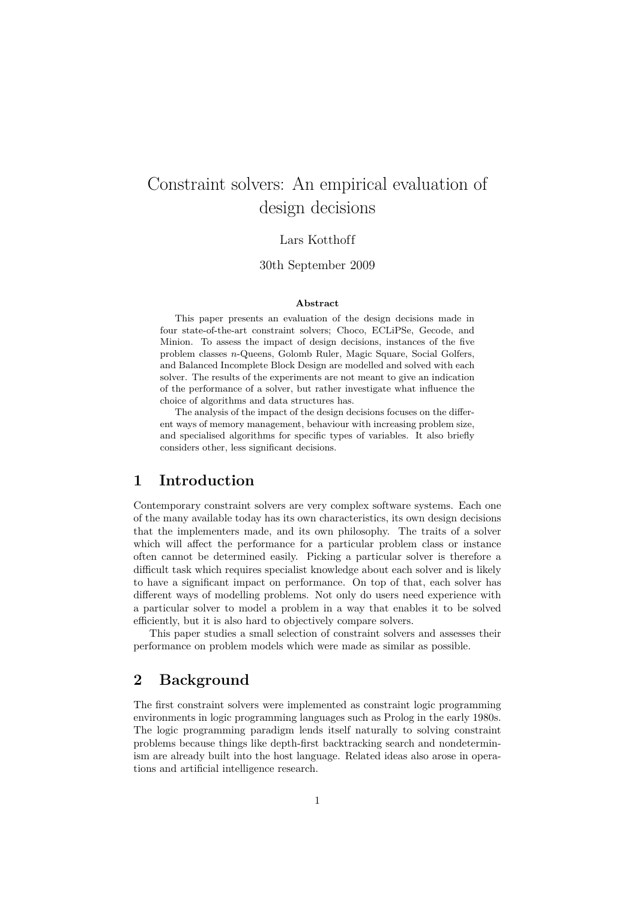# Constraint solvers: An empirical evaluation of design decisions

Lars Kotthoff

30th September 2009

**Abstract**

This paper presents an evaluation of the design decisions made in four state-of-the-art constraint solvers; Choco, ECLiPSe, Gecode, and Minion. To assess the impact of design decisions, instances of the five problem classes $n$-Queens, Golomb Ruler, Magic Square, Social Golfers, and Balanced Incomplete Block Design are modelled and solved with each solver. The results of the experiments are not meant to give an indication of the performance of a solver, but rather investigate what influence the choice of algorithms and data structures has.

The analysis of the impact of the design decisions focuses on the different ways of memory management, behaviour with increasing problem size, and specialised algorithms for specific types of variables. It also briefly considers other, less significant decisions.

## 1 Introduction

Contemporary constraint solvers are very complex software systems. Each one of the many available today has its own characteristics, its own design decisions that the implementers made, and its own philosophy. The traits of a solver which will affect the performance for a particular problem class or instance often cannot be determined easily. Picking a particular solver is therefore a difficult task which requires specialist knowledge about each solver and is likely to have a significant impact on performance. On top of that, each solver has different ways of modelling problems. Not only do users need experience with a particular solver to model a problem in a way that enables it to be solved efficiently, but it is also hard to objectively compare solvers.

This paper studies a small selection of constraint solvers and assesses their performance on problem models which were made as similar as possible.

## 2 Background

The first constraint solvers were implemented as constraint logic programming environments in logic programming languages such as Prolog in the early 1980s. The logic programming paradigm lends itself naturally to solving constraint problems because things like depth-first backtracking search and nondeterminism are already built into the host language. Related ideas also arose in operations and artificial intelligence research.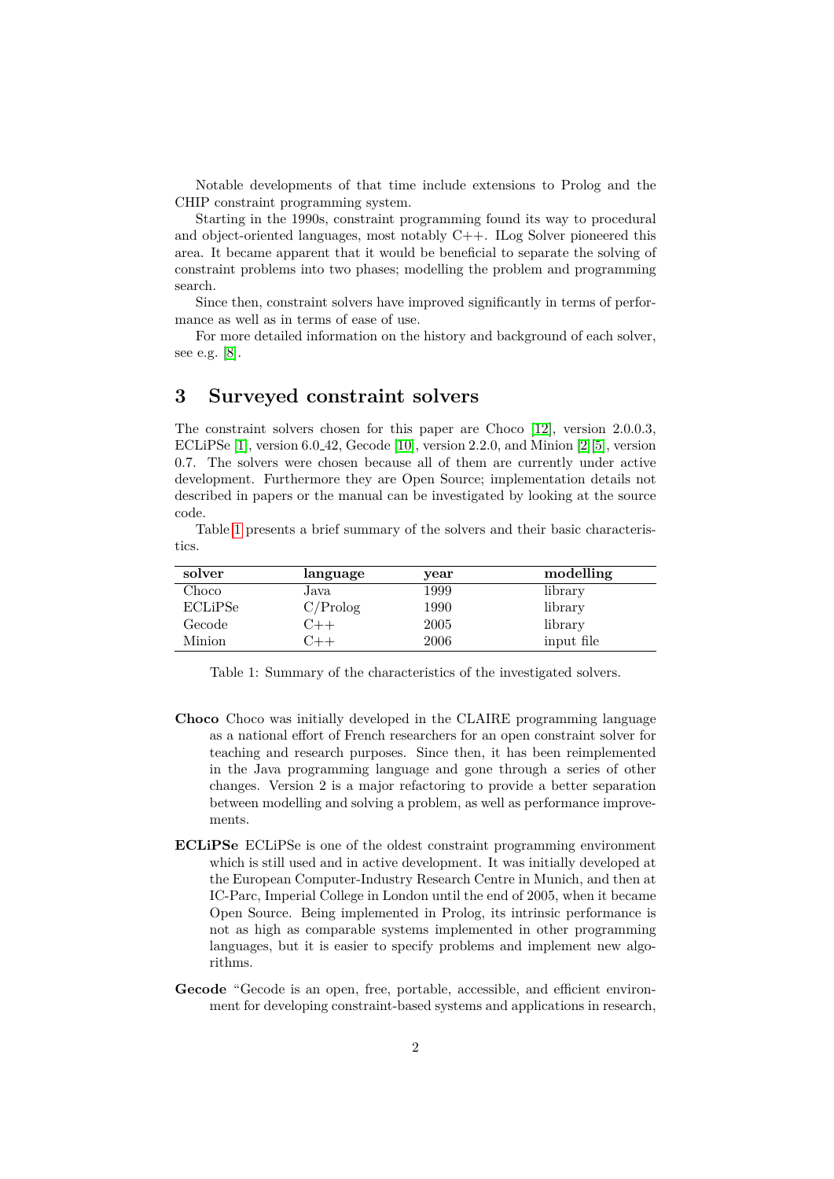Notable developments of that time include extensions to Prolog and the CHIP constraint programming system.

Starting in the 1990s, constraint programming found its way to procedural and object-oriented languages, most notably C++. ILog Solver pioneered this area. It became apparent that it would be beneficial to separate the solving of constraint problems into two phases; modelling the problem and programming search.

Since then, constraint solvers have improved significantly in terms of performance as well as in terms of ease of use.

For more detailed information on the history and background of each solver, see e.g. [8].

## 3 Surveyed constraint solvers

The constraint solvers chosen for this paper are Choco [12], version 2.0.0.3, ECLiPSe [1], version 6.0_42, Gecode [10], version 2.2.0, and Minion [2][5], version 0.7. The solvers were chosen because all of them are currently under active development. Furthermore they are Open Source; implementation details not described in papers or the manual can be investigated by looking at the source code.

Table 1 presents a brief summary of the solvers and their basic characteristics.

| solver | language | year | modelling |
|---|---|---|---|
| Choco | Java | 1999 | library |
| ECLiPSe | C/Prolog | 1990 | library |
| Gecode | C++ | 2005 | library |
| Minion | C++ | 2006 | input file |

Table 1: Summary of the characteristics of the investigated solvers.

**Choco** Choco was initially developed in the CLAIRE programming language as a national effort of French researchers for an open constraint solver for teaching and research purposes. Since then, it has been reimplemented in the Java programming language and gone through a series of other changes. Version 2 is a major refactoring to provide a better separation between modelling and solving a problem, as well as performance improvements.

**ECLiPSe** ECLiPSe is one of the oldest constraint programming environment which is still used and in active development. It was initially developed at the European Computer-Industry Research Centre in Munich, and then at IC-Parc, Imperial College in London until the end of 2005, when it became Open Source. Being implemented in Prolog, its intrinsic performance is not as high as comparable systems implemented in other programming languages, but it is easier to specify problems and implement new algorithms.

**Gecode** "Gecode is an open, free, portable, accessible, and efficient environment for developing constraint-based systems and applications in research,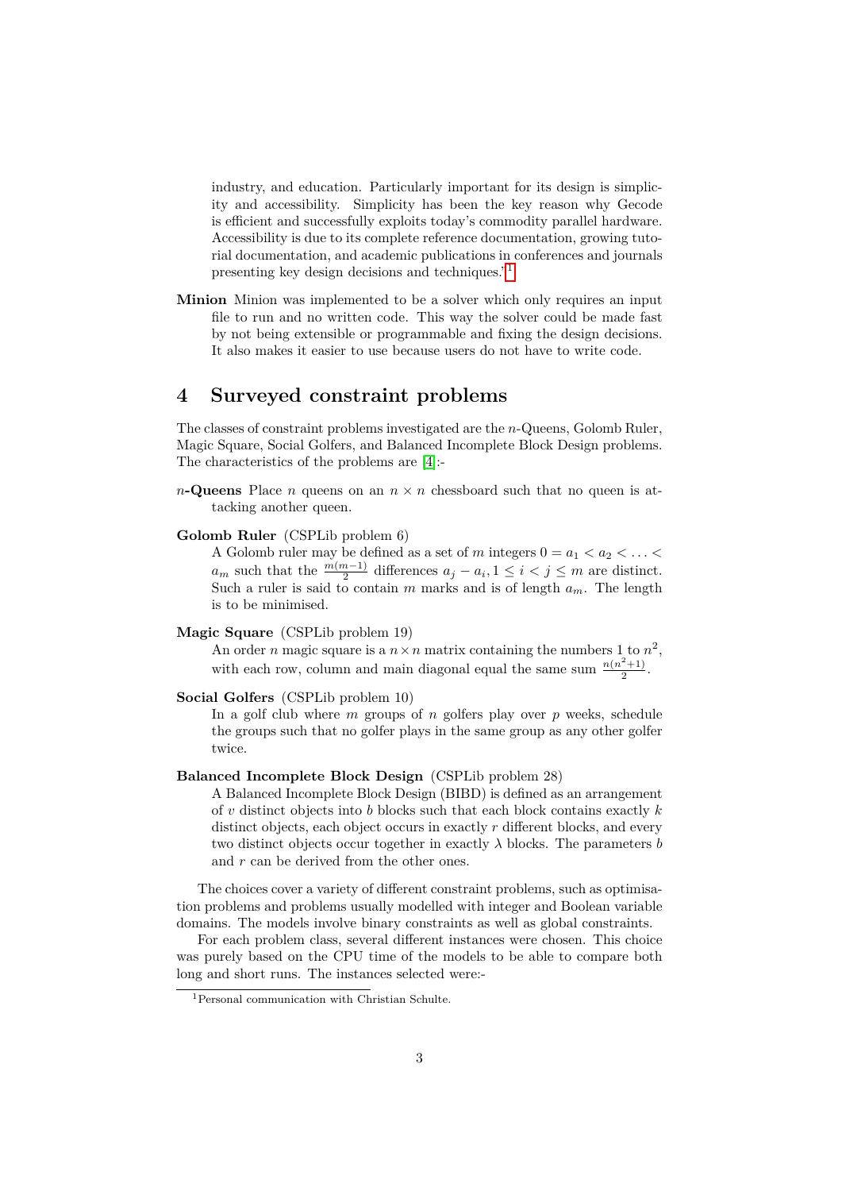industry, and education. Particularly important for its design is simplicity and accessibility. Simplicity has been the key reason why Gecode is efficient and successfully exploits today's commodity parallel hardware. Accessibility is due to its complete reference documentation, growing tutorial documentation, and academic publications in conferences and journals presenting key design decisions and techniques.'[1]

**Minion** Minion was implemented to be a solver which only requires an input file to run and no written code. This way the solver could be made fast by not being extensible or programmable and fixing the design decisions. It also makes it easier to use because users do not have to write code.

## 4 Surveyed constraint problems

The classes of constraint problems investigated are the $n$-Queens, Golomb Ruler, Magic Square, Social Golfers, and Balanced Incomplete Block Design problems. The characteristics of the problems are [4]:-

**$n$-Queens** Place $n$ queens on an $n \times n$ chessboard such that no queen is attacking another queen.

**Golomb Ruler** (CSPLib problem 6)
A Golomb ruler may be defined as a set of $m$ integers $0 = a_1 < a_2 < \ldots < a_m$ such that the $\frac{m(m-1)}{2}$ differences $a_j - a_i, 1 \leq i < j \leq m$ are distinct. Such a ruler is said to contain $m$ marks and is of length $a_m$. The length is to be minimised.

**Magic Square** (CSPLib problem 19)
An order $n$ magic square is a $n \times n$ matrix containing the numbers 1 to $n^2$, with each row, column and main diagonal equal the same sum $\frac{n(n^2+1)}{2}$.

**Social Golfers** (CSPLib problem 10)
In a golf club where $m$ groups of $n$ golfers play over $p$ weeks, schedule the groups such that no golfer plays in the same group as any other golfer twice.

**Balanced Incomplete Block Design** (CSPLib problem 28)
A Balanced Incomplete Block Design (BIBD) is defined as an arrangement of $v$ distinct objects into $b$ blocks such that each block contains exactly $k$ distinct objects, each object occurs in exactly $r$ different blocks, and every two distinct objects occur together in exactly $\lambda$ blocks. The parameters $b$ and $r$ can be derived from the other ones.

The choices cover a variety of different constraint problems, such as optimisation problems and problems usually modelled with integer and Boolean variable domains. The models involve binary constraints as well as global constraints.

For each problem class, several different instances were chosen. This choice was purely based on the CPU time of the models to be able to compare both long and short runs. The instances selected were:-

[1] Personal communication with Christian Schulte.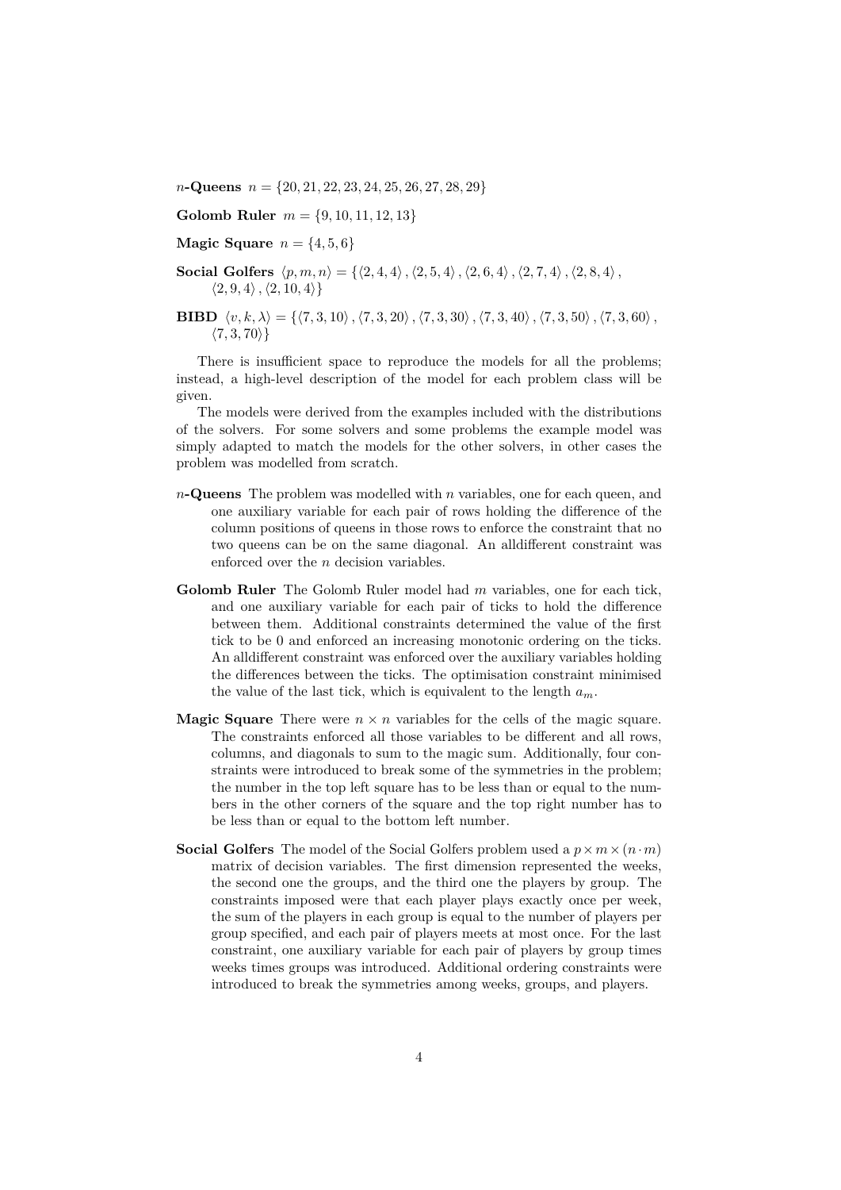**$n$-Queens** $n = \{20, 21, 22, 23, 24, 25, 26, 27, 28, 29\}$

**Golomb Ruler** $m = \{9, 10, 11, 12, 13\}$

**Magic Square** $n = \{4, 5, 6\}$

**Social Golfers** $\langle p, m, n \rangle = \{\langle 2, 4, 4 \rangle, \langle 2, 5, 4 \rangle, \langle 2, 6, 4 \rangle, \langle 2, 7, 4 \rangle, \langle 2, 8, 4 \rangle, \langle 2, 9, 4 \rangle, \langle 2, 10, 4 \rangle\}$

**BIBD** $\langle v, k, \lambda \rangle = \{\langle 7, 3, 10 \rangle, \langle 7, 3, 20 \rangle, \langle 7, 3, 30 \rangle, \langle 7, 3, 40 \rangle, \langle 7, 3, 50 \rangle, \langle 7, 3, 60 \rangle, \langle 7, 3, 70 \rangle\}$

There is insufficient space to reproduce the models for all the problems; instead, a high-level description of the model for each problem class will be given.

The models were derived from the examples included with the distributions of the solvers. For some solvers and some problems the example model was simply adapted to match the models for the other solvers, in other cases the problem was modelled from scratch.

**$n$-Queens** The problem was modelled with $n$ variables, one for each queen, and one auxiliary variable for each pair of rows holding the difference of the column positions of queens in those rows to enforce the constraint that no two queens can be on the same diagonal. An alldifferent constraint was enforced over the $n$ decision variables.

**Golomb Ruler** The Golomb Ruler model had $m$ variables, one for each tick, and one auxiliary variable for each pair of ticks to hold the difference between them. Additional constraints determined the value of the first tick to be 0 and enforced an increasing monotonic ordering on the ticks. An alldifferent constraint was enforced over the auxiliary variables holding the differences between the ticks. The optimisation constraint minimised the value of the last tick, which is equivalent to the length $a_m$.

**Magic Square** There were $n \times n$ variables for the cells of the magic square. The constraints enforced all those variables to be different and all rows, columns, and diagonals to sum to the magic sum. Additionally, four constraints were introduced to break some of the symmetries in the problem; the number in the top left square has to be less than or equal to the numbers in the other corners of the square and the top right number has to be less than or equal to the bottom left number.

**Social Golfers** The model of the Social Golfers problem used a $p \times m \times (n \cdot m)$ matrix of decision variables. The first dimension represented the weeks, the second one the groups, and the third one the players by group. The constraints imposed were that each player plays exactly once per week, the sum of the players in each group is equal to the number of players per group specified, and each pair of players meets at most once. For the last constraint, one auxiliary variable for each pair of players by group times weeks times groups was introduced. Additional ordering constraints were introduced to break the symmetries among weeks, groups, and players.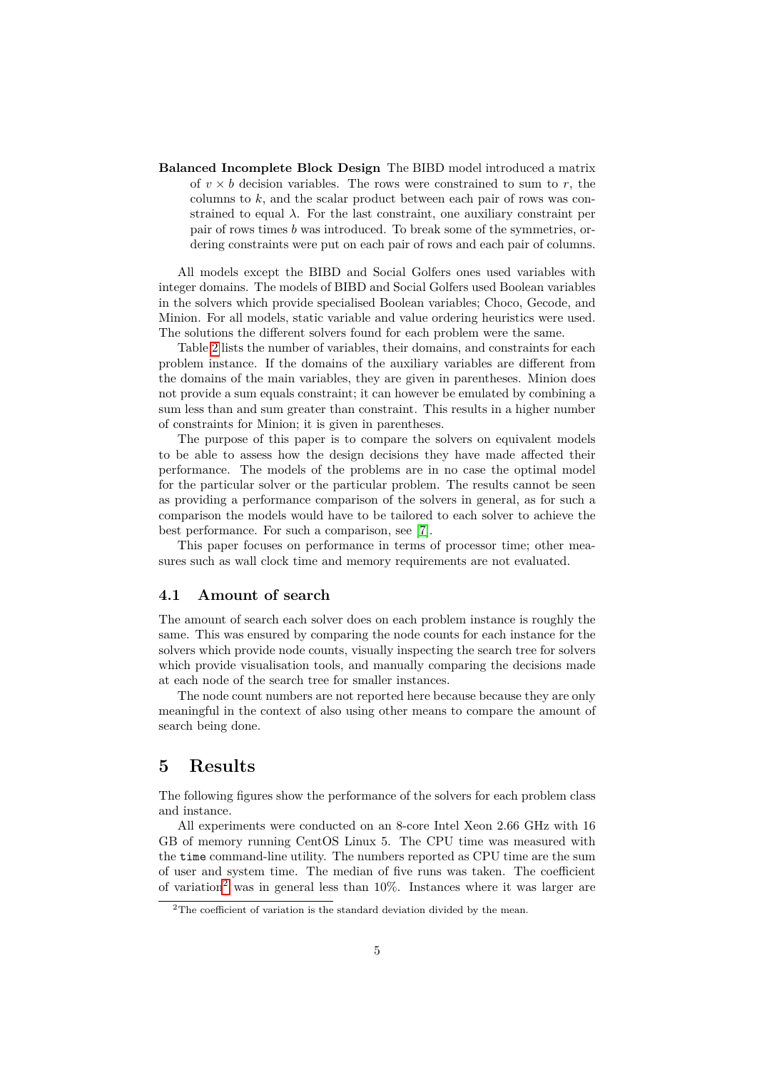**Balanced Incomplete Block Design** The BIBD model introduced a matrix of $v \times b$ decision variables. The rows were constrained to sum to $r$, the columns to $k$, and the scalar product between each pair of rows was constrained to equal $\lambda$. For the last constraint, one auxiliary constraint per pair of rows times $b$ was introduced. To break some of the symmetries, ordering constraints were put on each pair of rows and each pair of columns.

All models except the BIBD and Social Golfers ones used variables with integer domains. The models of BIBD and Social Golfers used Boolean variables in the solvers which provide specialised Boolean variables; Choco, Gecode, and Minion. For all models, static variable and value ordering heuristics were used. The solutions the different solvers found for each problem were the same.

Table 2 lists the number of variables, their domains, and constraints for each problem instance. If the domains of the auxiliary variables are different from the domains of the main variables, they are given in parentheses. Minion does not provide a sum equals constraint; it can however be emulated by combining a sum less than and sum greater than constraint. This results in a higher number of constraints for Minion; it is given in parentheses.

The purpose of this paper is to compare the solvers on equivalent models to be able to assess how the design decisions they have made affected their performance. The models of the problems are in no case the optimal model for the particular solver or the particular problem. The results cannot be seen as providing a performance comparison of the solvers in general, as for such a comparison the models would have to be tailored to each solver to achieve the best performance. For such a comparison, see [7].

This paper focuses on performance in terms of processor time; other measures such as wall clock time and memory requirements are not evaluated.

### 4.1 Amount of search

The amount of search each solver does on each problem instance is roughly the same. This was ensured by comparing the node counts for each instance for the solvers which provide node counts, visually inspecting the search tree for solvers which provide visualisation tools, and manually comparing the decisions made at each node of the search tree for smaller instances.

The node count numbers are not reported here because because they are only meaningful in the context of also using other means to compare the amount of search being done.

## 5 Results

The following figures show the performance of the solvers for each problem class and instance.

All experiments were conducted on an 8-core Intel Xeon 2.66 GHz with 16 GB of memory running CentOS Linux 5. The CPU time was measured with the `time` command-line utility. The numbers reported as CPU time are the sum of user and system time. The median of five runs was taken. The coefficient of variation[2] was in general less than 10%. Instances where it was larger are

[2] The coefficient of variation is the standard deviation divided by the mean.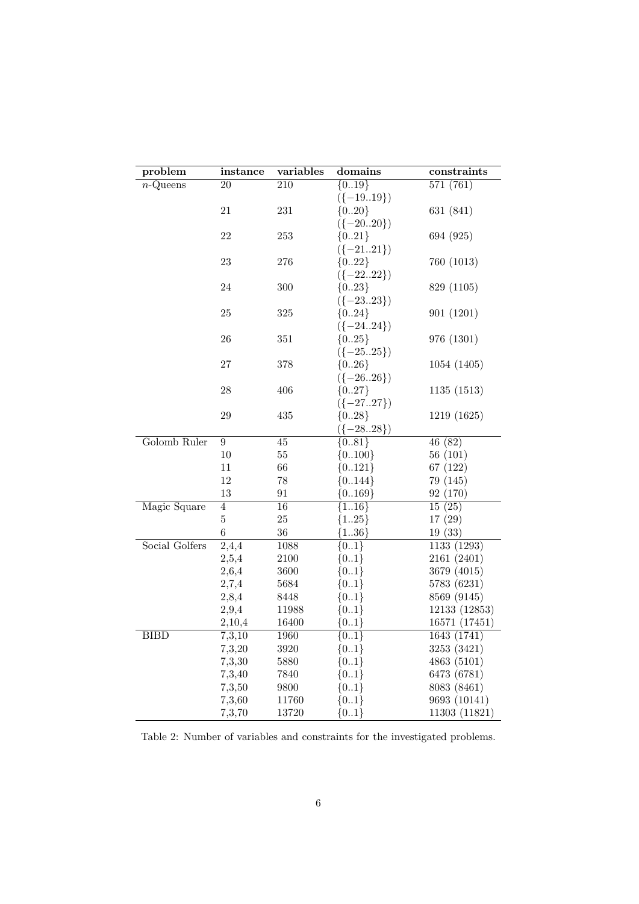| problem | instance | variables | domains | constraints |
|---|---|---|---|---|
| $n$-Queens | 20 | 210 | $\{0..19\}$ ($\{-19..19\}$) | 571 (761) |
| | 21 | 231 | $\{0..20\}$ ($\{-20..20\}$) | 631 (841) |
| | 22 | 253 | $\{0..21\}$ ($\{-21..21\}$) | 694 (925) |
| | 23 | 276 | $\{0..22\}$ ($\{-22..22\}$) | 760 (1013) |
| | 24 | 300 | $\{0..23\}$ ($\{-23..23\}$) | 829 (1105) |
| | 25 | 325 | $\{0..24\}$ ($\{-24..24\}$) | 901 (1201) |
| | 26 | 351 | $\{0..25\}$ ($\{-25..25\}$) | 976 (1301) |
| | 27 | 378 | $\{0..26\}$ ($\{-26..26\}$) | 1054 (1405) |
| | 28 | 406 | $\{0..27\}$ ($\{-27..27\}$) | 1135 (1513) |
| | 29 | 435 | $\{0..28\}$ ($\{-28..28\}$) | 1219 (1625) |
| Golomb Ruler | 9 | 45 | $\{0..81\}$ | 46 (82) |
| | 10 | 55 | $\{0..100\}$ | 56 (101) |
| | 11 | 66 | $\{0..121\}$ | 67 (122) |
| | 12 | 78 | $\{0..144\}$ | 79 (145) |
| | 13 | 91 | $\{0..169\}$ | 92 (170) |
| Magic Square | 4 | 16 | $\{1..16\}$ | 15 (25) |
| | 5 | 25 | $\{1..25\}$ | 17 (29) |
| | 6 | 36 | $\{1..36\}$ | 19 (33) |
| Social Golfers | 2,4,4 | 1088 | $\{0..1\}$ | 1133 (1293) |
| | 2,5,4 | 2100 | $\{0..1\}$ | 2161 (2401) |
| | 2,6,4 | 3600 | $\{0..1\}$ | 3679 (4015) |
| | 2,7,4 | 5684 | $\{0..1\}$ | 5783 (6231) |
| | 2,8,4 | 8448 | $\{0..1\}$ | 8569 (9145) |
| | 2,9,4 | 11988 | $\{0..1\}$ | 12133 (12853) |
| | 2,10,4 | 16400 | $\{0..1\}$ | 16571 (17451) |
| BIBD | 7,3,10 | 1960 | $\{0..1\}$ | 1643 (1741) |
| | 7,3,20 | 3920 | $\{0..1\}$ | 3253 (3421) |
| | 7,3,30 | 5880 | $\{0..1\}$ | 4863 (5101) |
| | 7,3,40 | 7840 | $\{0..1\}$ | 6473 (6781) |
| | 7,3,50 | 9800 | $\{0..1\}$ | 8083 (8461) |
| | 7,3,60 | 11760 | $\{0..1\}$ | 9693 (10141) |
| | 7,3,70 | 13720 | $\{0..1\}$ | 11303 (11821) |

Table 2: Number of variables and constraints for the investigated problems.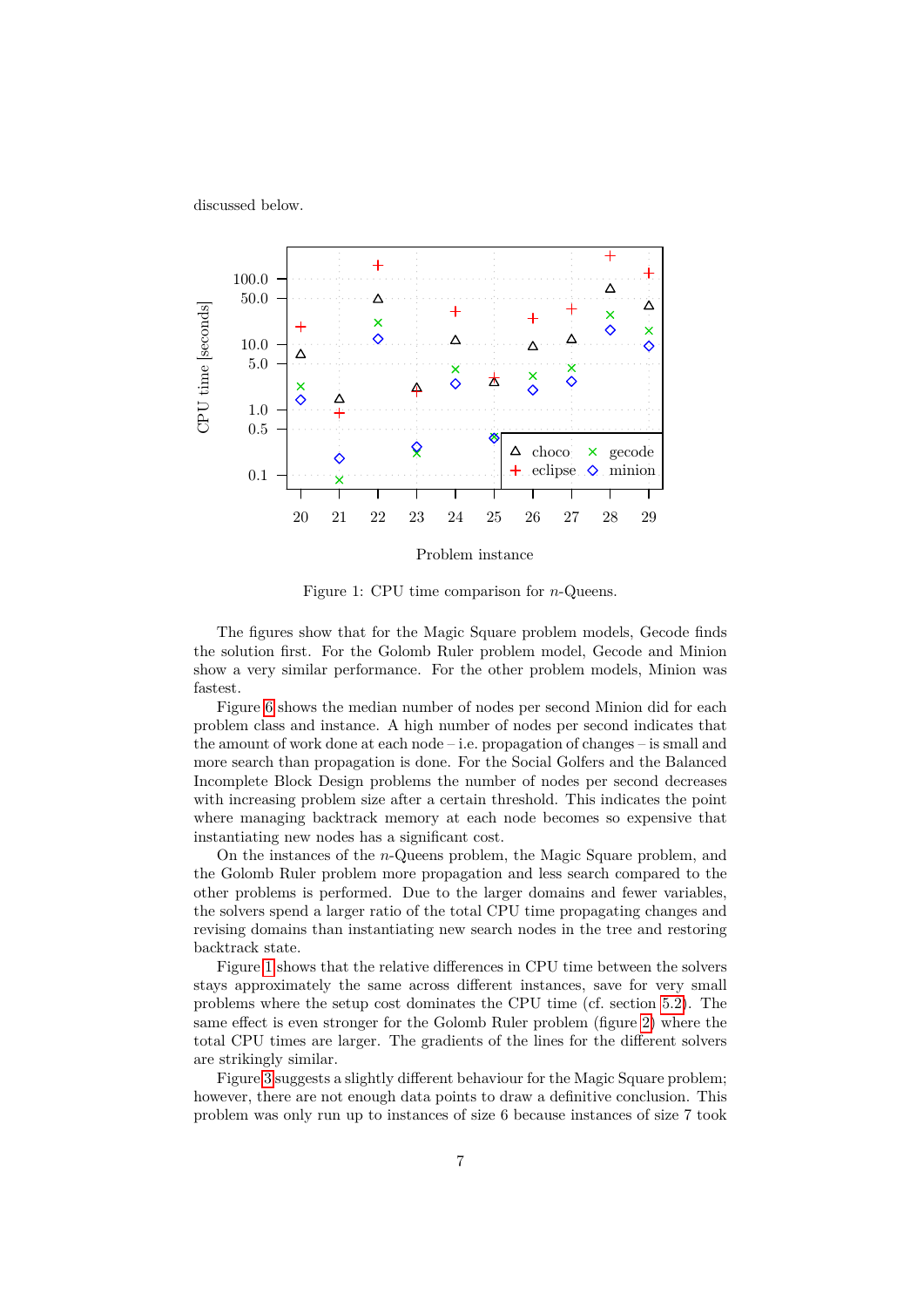discussed below.

Figure 1: CPU time comparison for $n$-Queens.

The figures show that for the Magic Square problem models, Gecode finds the solution first. For the Golomb Ruler problem model, Gecode and Minion show a very similar performance. For the other problem models, Minion was fastest.

Figure 6 shows the median number of nodes per second Minion did for each problem class and instance. A high number of nodes per second indicates that the amount of work done at each node – i.e. propagation of changes – is small and more search than propagation is done. For the Social Golfers and the Balanced Incomplete Block Design problems the number of nodes per second decreases with increasing problem size after a certain threshold. This indicates the point where managing backtrack memory at each node becomes so expensive that instantiating new nodes has a significant cost.

On the instances of the $n$-Queens problem, the Magic Square problem, and the Golomb Ruler problem more propagation and less search compared to the other problems is performed. Due to the larger domains and fewer variables, the solvers spend a larger ratio of the total CPU time propagating changes and revising domains than instantiating new search nodes in the tree and restoring backtrack state.

Figure 1 shows that the relative differences in CPU time between the solvers stays approximately the same across different instances, save for very small problems where the setup cost dominates the CPU time (cf. section 5.2). The same effect is even stronger for the Golomb Ruler problem (figure 2) where the total CPU times are larger. The gradients of the lines for the different solvers are strikingly similar.

Figure 3 suggests a slightly different behaviour for the Magic Square problem; however, there are not enough data points to draw a definitive conclusion. This problem was only run up to instances of size 6 because instances of size 7 took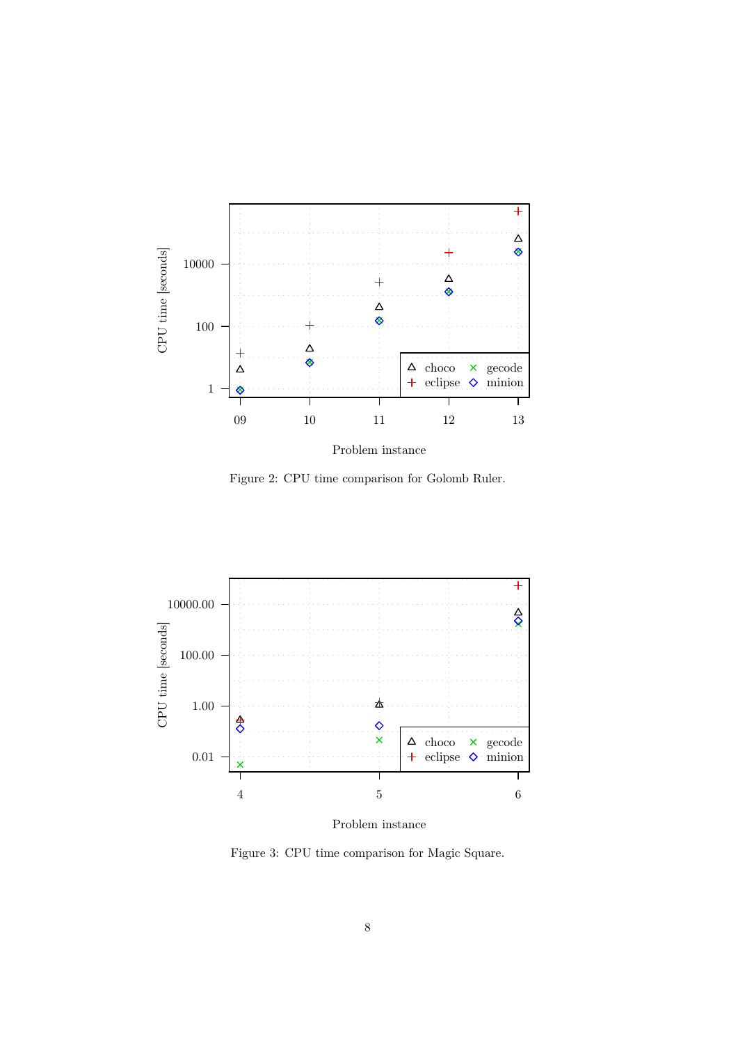Figure 2: CPU time comparison for Golomb Ruler.

Figure 3: CPU time comparison for Magic Square.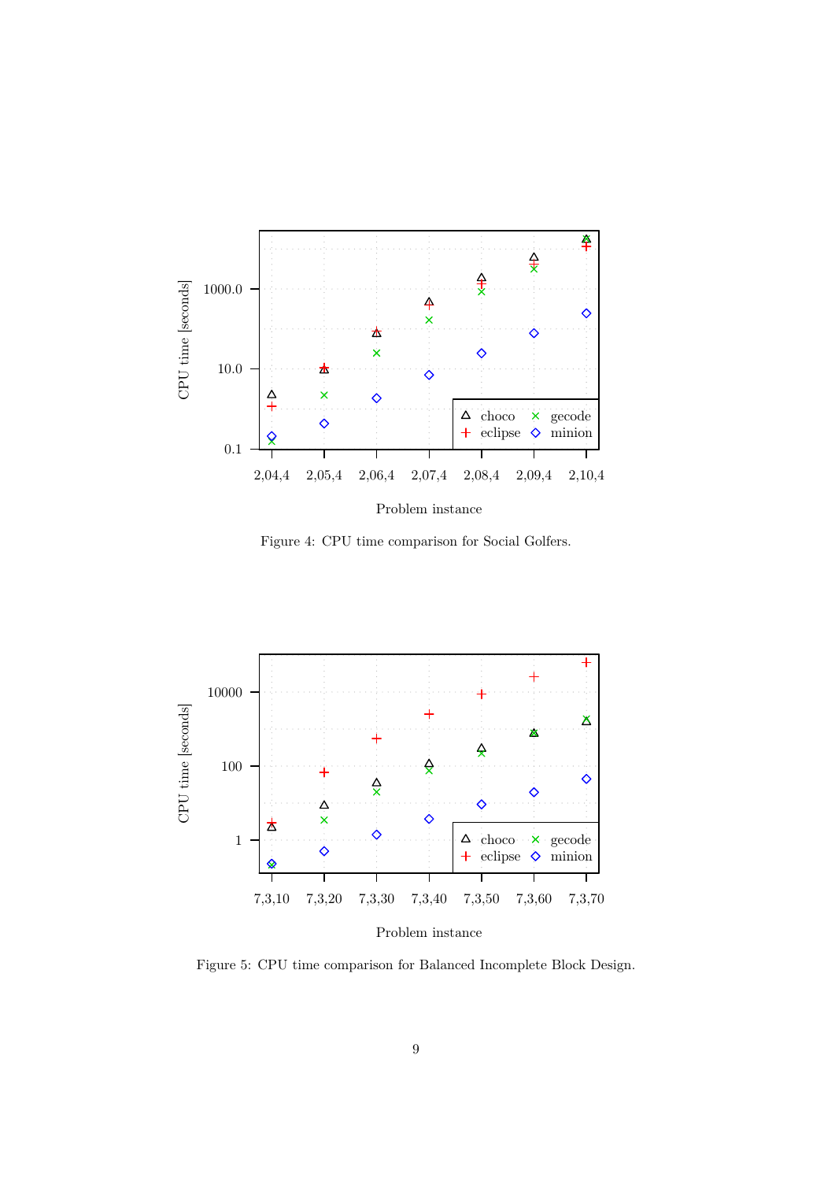Figure 4: CPU time comparison for Social Golfers.

Figure 5: CPU time comparison for Balanced Incomplete Block Design.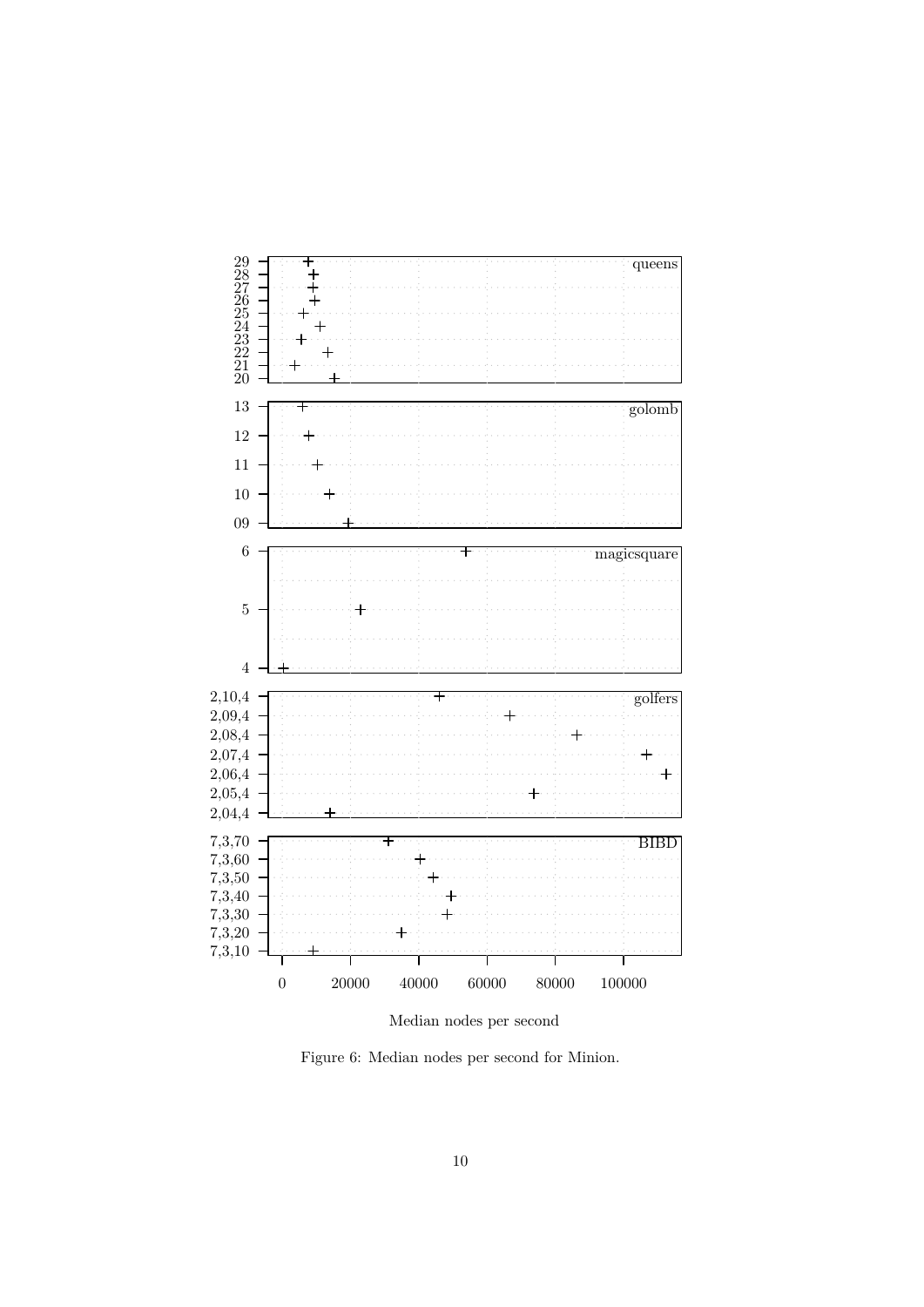Figure 6: Median nodes per second for Minion.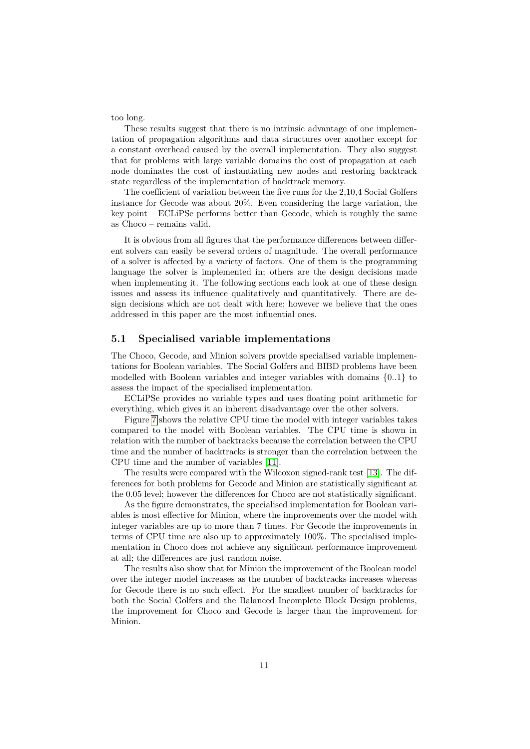too long.

These results suggest that there is no intrinsic advantage of one implementation of propagation algorithms and data structures over another except for a constant overhead caused by the overall implementation. They also suggest that for problems with large variable domains the cost of propagation at each node dominates the cost of instantiating new nodes and restoring backtrack state regardless of the implementation of backtrack memory.

The coefficient of variation between the five runs for the 2,10,4 Social Golfers instance for Gecode was about 20%. Even considering the large variation, the key point – ECLiPSe performs better than Gecode, which is roughly the same as Choco – remains valid.

It is obvious from all figures that the performance differences between different solvers can easily be several orders of magnitude. The overall performance of a solver is affected by a variety of factors. One of them is the programming language the solver is implemented in; others are the design decisions made when implementing it. The following sections each look at one of these design issues and assess its influence qualitatively and quantitatively. There are design decisions which are not dealt with here; however we believe that the ones addressed in this paper are the most influential ones.

### 5.1 Specialised variable implementations

The Choco, Gecode, and Minion solvers provide specialised variable implementations for Boolean variables. The Social Golfers and BIBD problems have been modelled with Boolean variables and integer variables with domains $\{0..1\}$ to assess the impact of the specialised implementation.

ECLiPSe provides no variable types and uses floating point arithmetic for everything, which gives it an inherent disadvantage over the other solvers.

Figure 7 shows the relative CPU time the model with integer variables takes compared to the model with Boolean variables. The CPU time is shown in relation with the number of backtracks because the correlation between the CPU time and the number of backtracks is stronger than the correlation between the CPU time and the number of variables [11].

The results were compared with the Wilcoxon signed-rank test [13]. The differences for both problems for Gecode and Minion are statistically significant at the 0.05 level; however the differences for Choco are not statistically significant.

As the figure demonstrates, the specialised implementation for Boolean variables is most effective for Minion, where the improvements over the model with integer variables are up to more than 7 times. For Gecode the improvements in terms of CPU time are also up to approximately 100%. The specialised implementation in Choco does not achieve any significant performance improvement at all; the differences are just random noise.

The results also show that for Minion the improvement of the Boolean model over the integer model increases as the number of backtracks increases whereas for Gecode there is no such effect. For the smallest number of backtracks for both the Social Golfers and the Balanced Incomplete Block Design problems, the improvement for Choco and Gecode is larger than the improvement for Minion.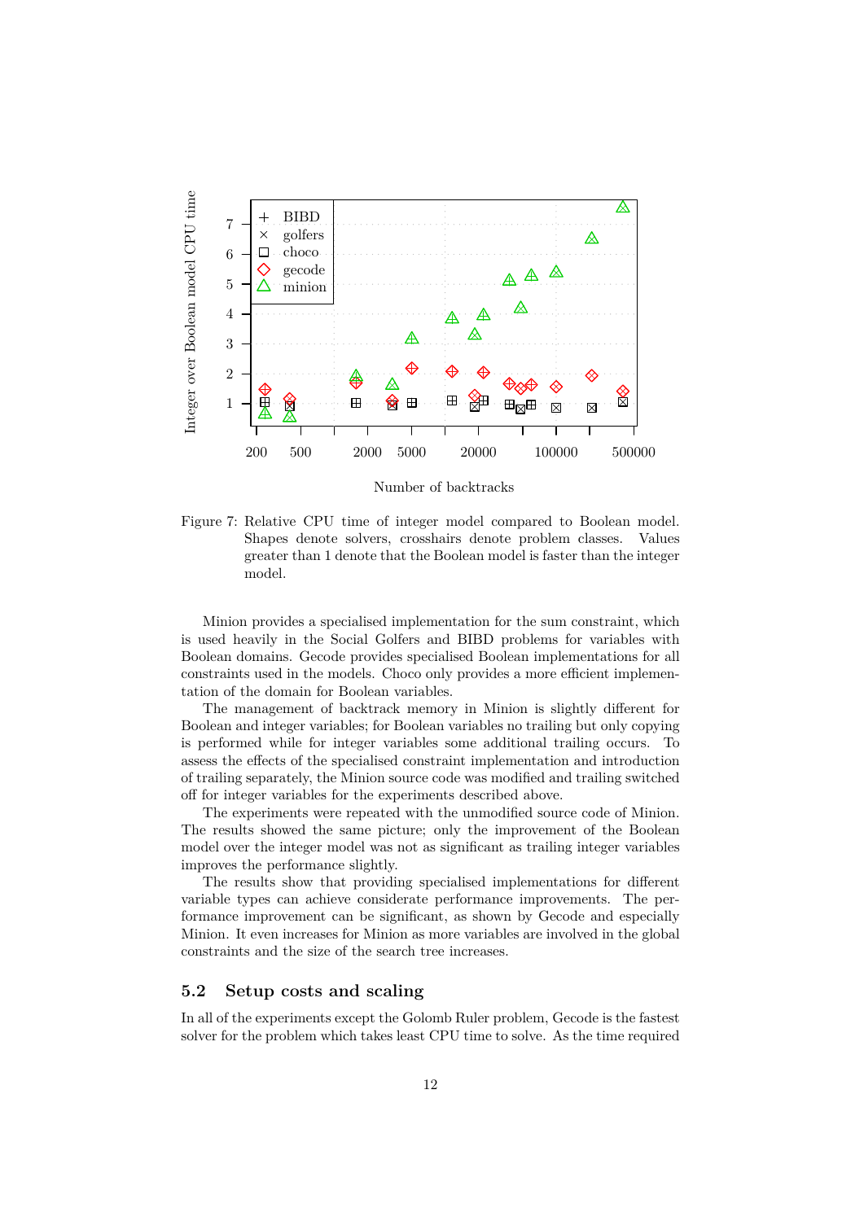Figure 7: Relative CPU time of integer model compared to Boolean model. Shapes denote solvers, crosshairs denote problem classes. Values greater than 1 denote that the Boolean model is faster than the integer model.

Minion provides a specialised implementation for the sum constraint, which is used heavily in the Social Golfers and BIBD problems for variables with Boolean domains. Gecode provides specialised Boolean implementations for all constraints used in the models. Choco only provides a more efficient implementation of the domain for Boolean variables.

The management of backtrack memory in Minion is slightly different for Boolean and integer variables; for Boolean variables no trailing but only copying is performed while for integer variables some additional trailing occurs. To assess the effects of the specialised constraint implementation and introduction of trailing separately, the Minion source code was modified and trailing switched off for integer variables for the experiments described above.

The experiments were repeated with the unmodified source code of Minion. The results showed the same picture; only the improvement of the Boolean model over the integer model was not as significant as trailing integer variables improves the performance slightly.

The results show that providing specialised implementations for different variable types can achieve considerate performance improvements. The performance improvement can be significant, as shown by Gecode and especially Minion. It even increases for Minion as more variables are involved in the global constraints and the size of the search tree increases.

## 5.2 Setup costs and scaling

In all of the experiments except the Golomb Ruler problem, Gecode is the fastest solver for the problem which takes least CPU time to solve. As the time required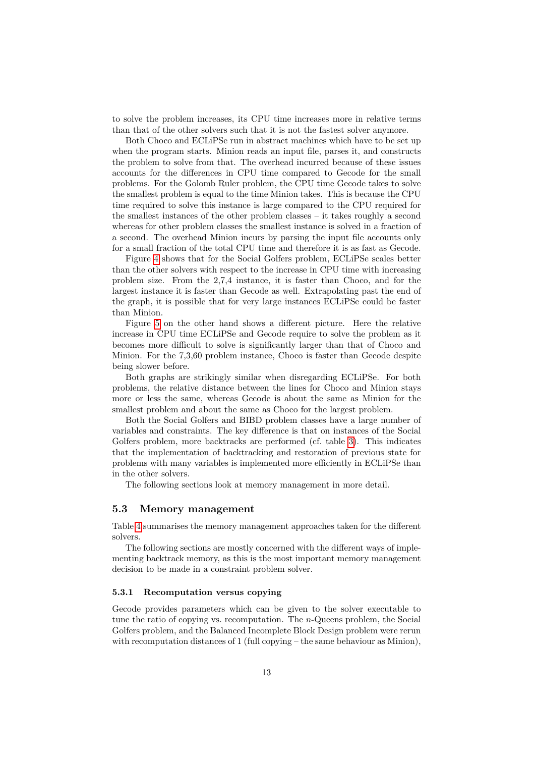to solve the problem increases, its CPU time increases more in relative terms than that of the other solvers such that it is not the fastest solver anymore.

Both Choco and ECLiPSe run in abstract machines which have to be set up when the program starts. Minion reads an input file, parses it, and constructs the problem to solve from that. The overhead incurred because of these issues accounts for the differences in CPU time compared to Gecode for the small problems. For the Golomb Ruler problem, the CPU time Gecode takes to solve the smallest problem is equal to the time Minion takes. This is because the CPU time required to solve this instance is large compared to the CPU required for the smallest instances of the other problem classes – it takes roughly a second whereas for other problem classes the smallest instance is solved in a fraction of a second. The overhead Minion incurs by parsing the input file accounts only for a small fraction of the total CPU time and therefore it is as fast as Gecode.

Figure 4 shows that for the Social Golfers problem, ECLiPSe scales better than the other solvers with respect to the increase in CPU time with increasing problem size. From the 2,7,4 instance, it is faster than Choco, and for the largest instance it is faster than Gecode as well. Extrapolating past the end of the graph, it is possible that for very large instances ECLiPSe could be faster than Minion.

Figure 5 on the other hand shows a different picture. Here the relative increase in CPU time ECLiPSe and Gecode require to solve the problem as it becomes more difficult to solve is significantly larger than that of Choco and Minion. For the 7,3,60 problem instance, Choco is faster than Gecode despite being slower before.

Both graphs are strikingly similar when disregarding ECLiPSe. For both problems, the relative distance between the lines for Choco and Minion stays more or less the same, whereas Gecode is about the same as Minion for the smallest problem and about the same as Choco for the largest problem.

Both the Social Golfers and BIBD problem classes have a large number of variables and constraints. The key difference is that on instances of the Social Golfers problem, more backtracks are performed (cf. table 3). This indicates that the implementation of backtracking and restoration of previous state for problems with many variables is implemented more efficiently in ECLiPSe than in the other solvers.

The following sections look at memory management in more detail.

## 5.3 Memory management

Table 4 summarises the memory management approaches taken for the different solvers.

The following sections are mostly concerned with the different ways of implementing backtrack memory, as this is the most important memory management decision to be made in a constraint problem solver.

### 5.3.1 Recomputation versus copying

Gecode provides parameters which can be given to the solver executable to tune the ratio of copying vs. recomputation. The $n$-Queens problem, the Social Golfers problem, and the Balanced Incomplete Block Design problem were rerun with recomputation distances of 1 (full copying – the same behaviour as Minion),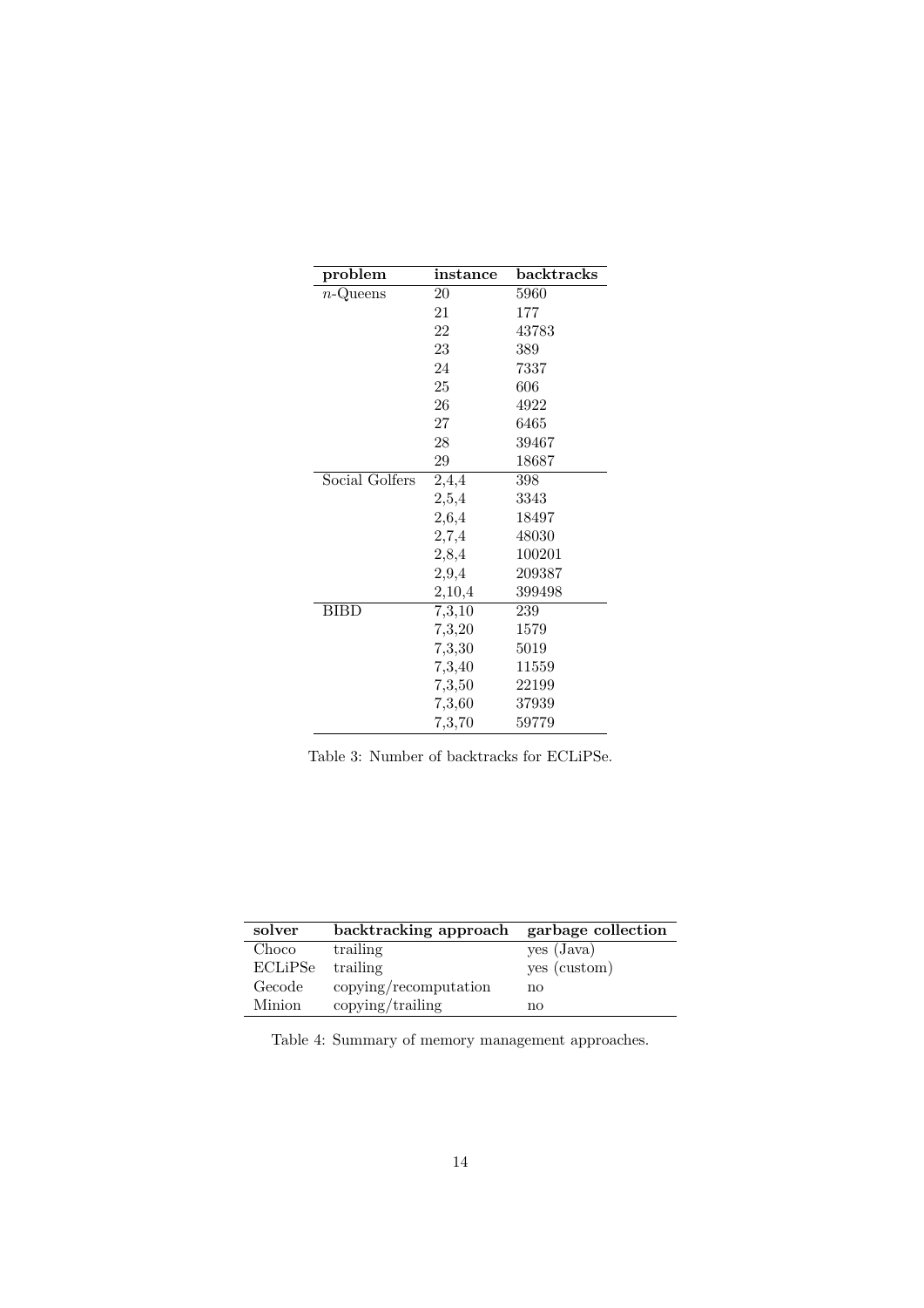| problem | instance | backtracks |
|---|---|---|
| $n$-Queens | 20 | 5960 |
| | 21 | 177 |
| | 22 | 43783 |
| | 23 | 389 |
| | 24 | 7337 |
| | 25 | 606 |
| | 26 | 4922 |
| | 27 | 6465 |
| | 28 | 39467 |
| | 29 | 18687 |
| Social Golfers | 2,4,4 | 398 |
| | 2,5,4 | 3343 |
| | 2,6,4 | 18497 |
| | 2,7,4 | 48030 |
| | 2,8,4 | 100201 |
| | 2,9,4 | 209387 |
| | 2,10,4 | 399498 |
| BIBD | 7,3,10 | 239 |
| | 7,3,20 | 1579 |
| | 7,3,30 | 5019 |
| | 7,3,40 | 11559 |
| | 7,3,50 | 22199 |
| | 7,3,60 | 37939 |
| | 7,3,70 | 59779 |

Table 3: Number of backtracks for ECLiPSe.

| solver | backtracking approach | garbage collection |
|---|---|---|
| Choco | trailing | yes (Java) |
| ECLiPSe | trailing | yes (custom) |
| Gecode | copying/recomputation | no |
| Minion | copying/trailing | no |

Table 4: Summary of memory management approaches.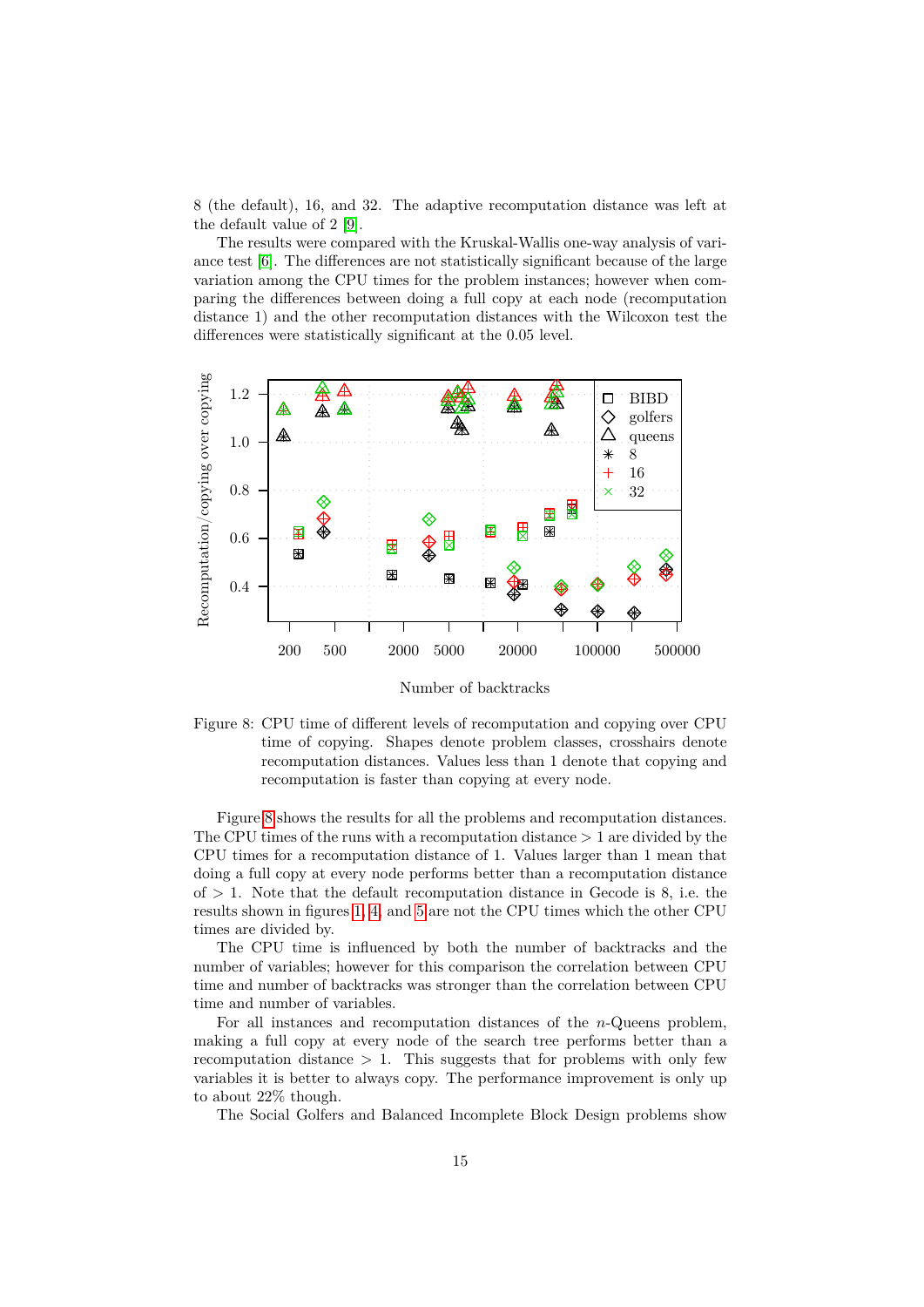8 (the default), 16, and 32. The adaptive recomputation distance was left at the default value of 2 [9].

The results were compared with the Kruskal-Wallis one-way analysis of variance test [6]. The differences are not statistically significant because of the large variation among the CPU times for the problem instances; however when comparing the differences between doing a full copy at each node (recomputation distance 1) and the other recomputation distances with the Wilcoxon test the differences were statistically significant at the 0.05 level.

Figure 8: CPU time of different levels of recomputation and copying over CPU time of copying. Shapes denote problem classes, crosshairs denote recomputation distances. Values less than 1 denote that copying and recomputation is faster than copying at every node.

Figure 8 shows the results for all the problems and recomputation distances. The CPU times of the runs with a recomputation distance $> 1$ are divided by the CPU times for a recomputation distance of 1. Values larger than 1 mean that doing a full copy at every node performs better than a recomputation distance of $> 1$. Note that the default recomputation distance in Gecode is 8, i.e. the results shown in figures 1, 4, and 5 are not the CPU times which the other CPU times are divided by.

The CPU time is influenced by both the number of backtracks and the number of variables; however for this comparison the correlation between CPU time and number of backtracks was stronger than the correlation between CPU time and number of variables.

For all instances and recomputation distances of the $n$-Queens problem, making a full copy at every node of the search tree performs better than a recomputation distance $> 1$. This suggests that for problems with only few variables it is better to always copy. The performance improvement is only up to about 22% though.

The Social Golfers and Balanced Incomplete Block Design problems show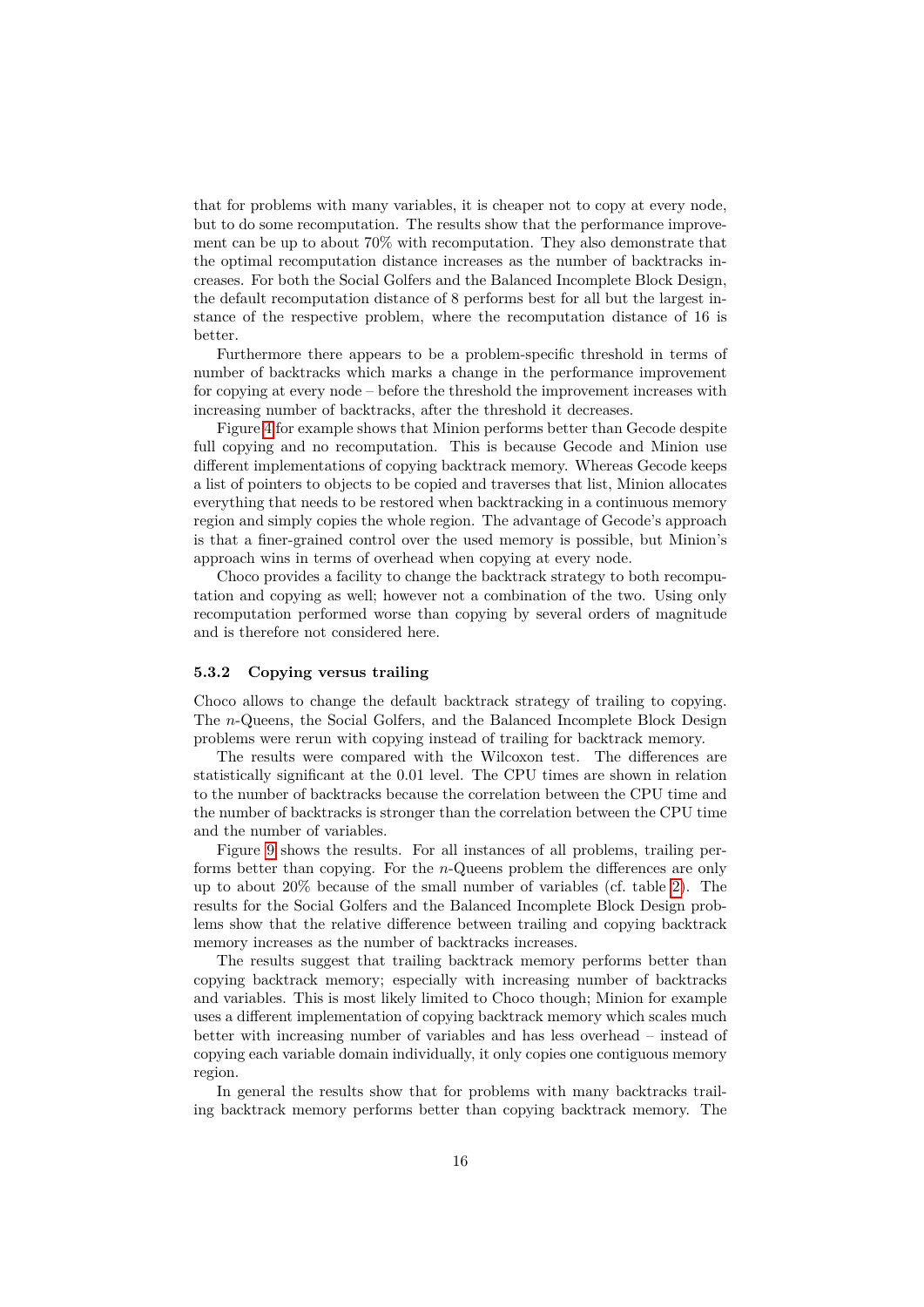that for problems with many variables, it is cheaper not to copy at every node, but to do some recomputation. The results show that the performance improvement can be up to about 70% with recomputation. They also demonstrate that the optimal recomputation distance increases as the number of backtracks increases. For both the Social Golfers and the Balanced Incomplete Block Design, the default recomputation distance of 8 performs best for all but the largest instance of the respective problem, where the recomputation distance of 16 is better.

Furthermore there appears to be a problem-specific threshold in terms of number of backtracks which marks a change in the performance improvement for copying at every node – before the threshold the improvement increases with increasing number of backtracks, after the threshold it decreases.

Figure 4 for example shows that Minion performs better than Gecode despite full copying and no recomputation. This is because Gecode and Minion use different implementations of copying backtrack memory. Whereas Gecode keeps a list of pointers to objects to be copied and traverses that list, Minion allocates everything that needs to be restored when backtracking in a continuous memory region and simply copies the whole region. The advantage of Gecode's approach is that a finer-grained control over the used memory is possible, but Minion's approach wins in terms of overhead when copying at every node.

Choco provides a facility to change the backtrack strategy to both recomputation and copying as well; however not a combination of the two. Using only recomputation performed worse than copying by several orders of magnitude and is therefore not considered here.

### 5.3.2 Copying versus trailing

Choco allows to change the default backtrack strategy of trailing to copying. The $n$-Queens, the Social Golfers, and the Balanced Incomplete Block Design problems were rerun with copying instead of trailing for backtrack memory.

The results were compared with the Wilcoxon test. The differences are statistically significant at the 0.01 level. The CPU times are shown in relation to the number of backtracks because the correlation between the CPU time and the number of backtracks is stronger than the correlation between the CPU time and the number of variables.

Figure 9 shows the results. For all instances of all problems, trailing performs better than copying. For the $n$-Queens problem the differences are only up to about 20% because of the small number of variables (cf. table 2). The results for the Social Golfers and the Balanced Incomplete Block Design problems show that the relative difference between trailing and copying backtrack memory increases as the number of backtracks increases.

The results suggest that trailing backtrack memory performs better than copying backtrack memory; especially with increasing number of backtracks and variables. This is most likely limited to Choco though; Minion for example uses a different implementation of copying backtrack memory which scales much better with increasing number of variables and has less overhead – instead of copying each variable domain individually, it only copies one contiguous memory region.

In general the results show that for problems with many backtracks trailing backtrack memory performs better than copying backtrack memory. The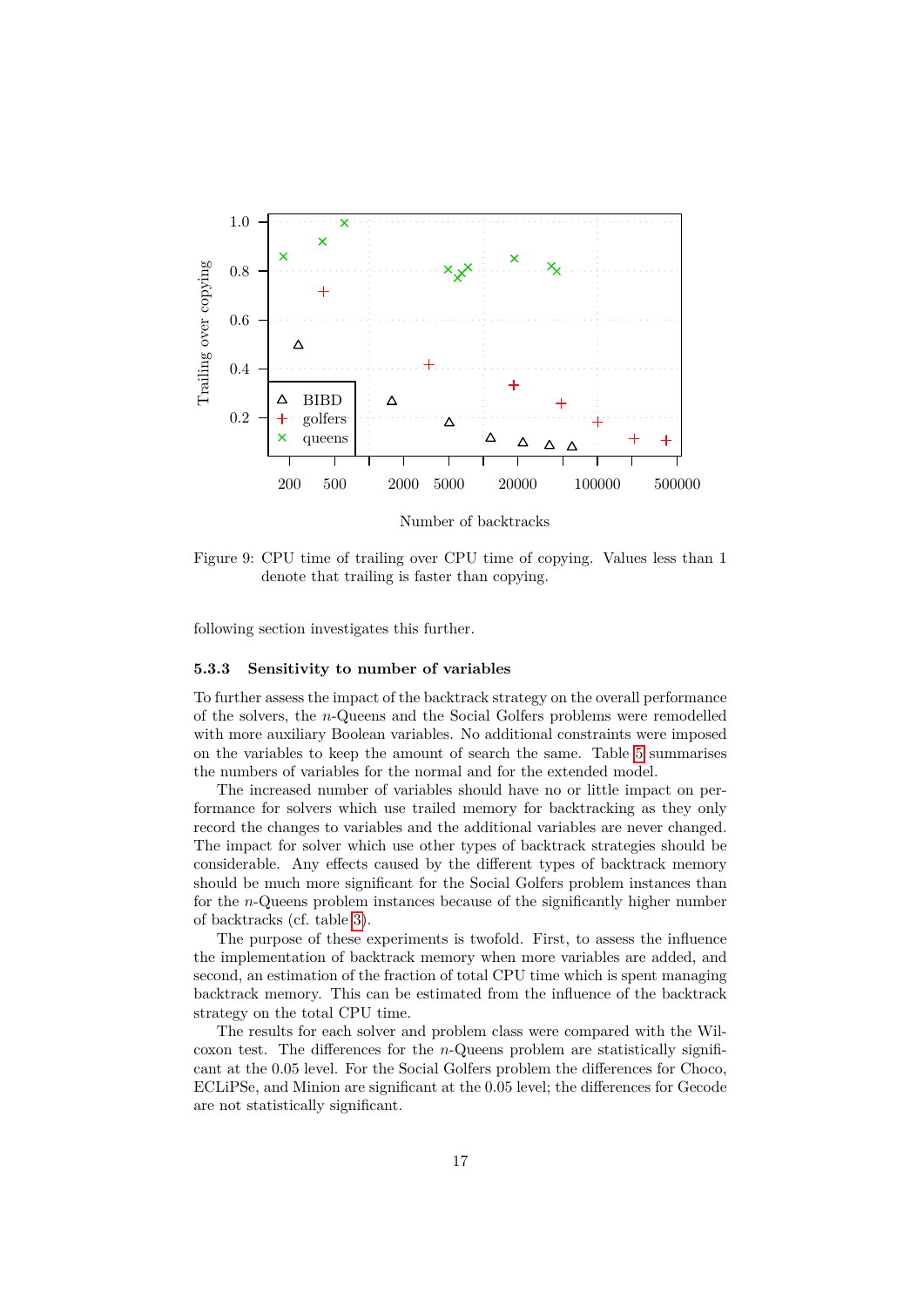Figure 9: CPU time of trailing over CPU time of copying. Values less than 1 denote that trailing is faster than copying.

following section investigates this further.

#### 5.3.3 Sensitivity to number of variables

To further assess the impact of the backtrack strategy on the overall performance of the solvers, the $n$-Queens and the Social Golfers problems were remodelled with more auxiliary Boolean variables. No additional constraints were imposed on the variables to keep the amount of search the same. Table 5 summarises the numbers of variables for the normal and for the extended model.

The increased number of variables should have no or little impact on performance for solvers which use trailed memory for backtracking as they only record the changes to variables and the additional variables are never changed. The impact for solver which use other types of backtrack strategies should be considerable. Any effects caused by the different types of backtrack memory should be much more significant for the Social Golfers problem instances than for the $n$-Queens problem instances because of the significantly higher number of backtracks (cf. table 3).

The purpose of these experiments is twofold. First, to assess the influence the implementation of backtrack memory when more variables are added, and second, an estimation of the fraction of total CPU time which is spent managing backtrack memory. This can be estimated from the influence of the backtrack strategy on the total CPU time.

The results for each solver and problem class were compared with the Wilcoxon test. The differences for the $n$-Queens problem are statistically significant at the 0.05 level. For the Social Golfers problem the differences for Choco, ECLiPSe, and Minion are significant at the 0.05 level; the differences for Gecode are not statistically significant.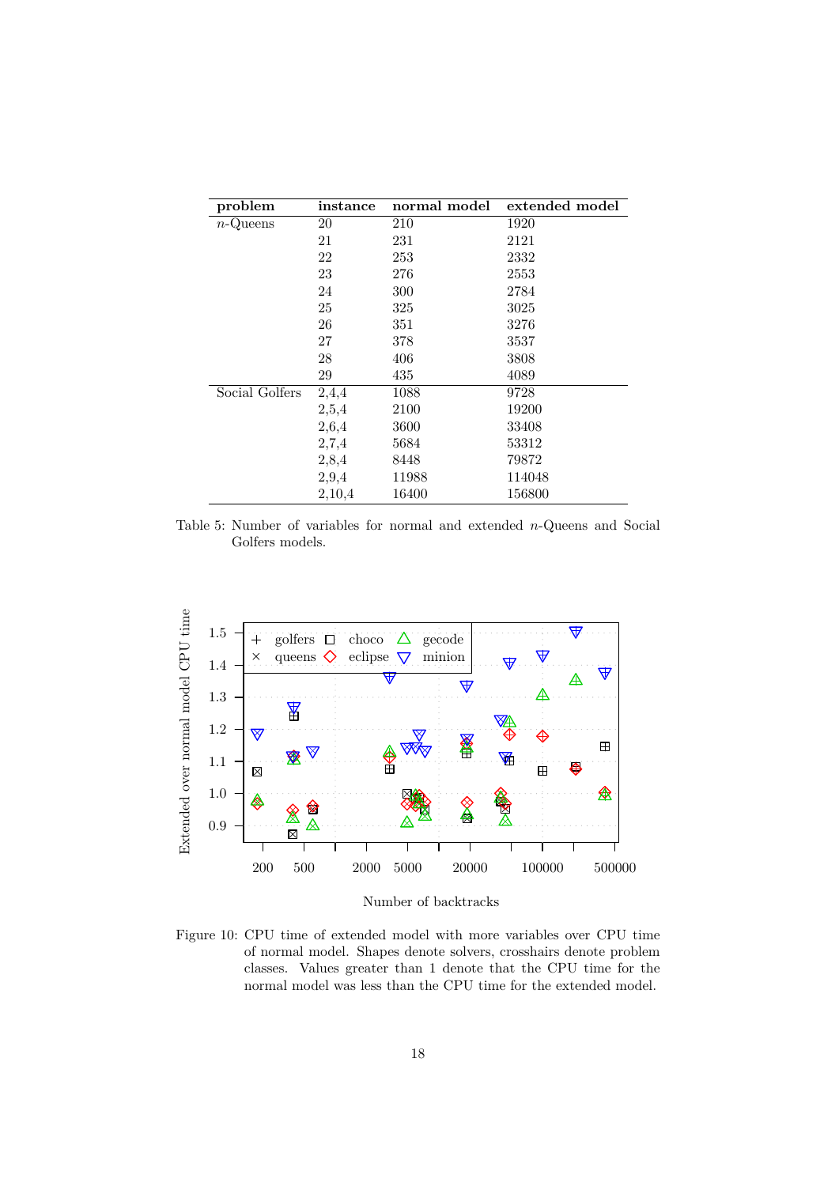| problem | instance | normal model | extended model |
|---|---|---|---|
| $n$-Queens | 20 | 210 | 1920 |
| | 21 | 231 | 2121 |
| | 22 | 253 | 2332 |
| | 23 | 276 | 2553 |
| | 24 | 300 | 2784 |
| | 25 | 325 | 3025 |
| | 26 | 351 | 3276 |
| | 27 | 378 | 3537 |
| | 28 | 406 | 3808 |
| | 29 | 435 | 4089 |
| Social Golfers | 2,4,4 | 1088 | 9728 |
| | 2,5,4 | 2100 | 19200 |
| | 2,6,4 | 3600 | 33408 |
| | 2,7,4 | 5684 | 53312 |
| | 2,8,4 | 8448 | 79872 |
| | 2,9,4 | 11988 | 114048 |
| | 2,10,4 | 16400 | 156800 |

Table 5: Number of variables for normal and extended $n$-Queens and Social Golfers models.

Figure 10: CPU time of extended model with more variables over CPU time of normal model. Shapes denote solvers, crosshairs denote problem classes. Values greater than 1 denote that the CPU time for the normal model was less than the CPU time for the extended model.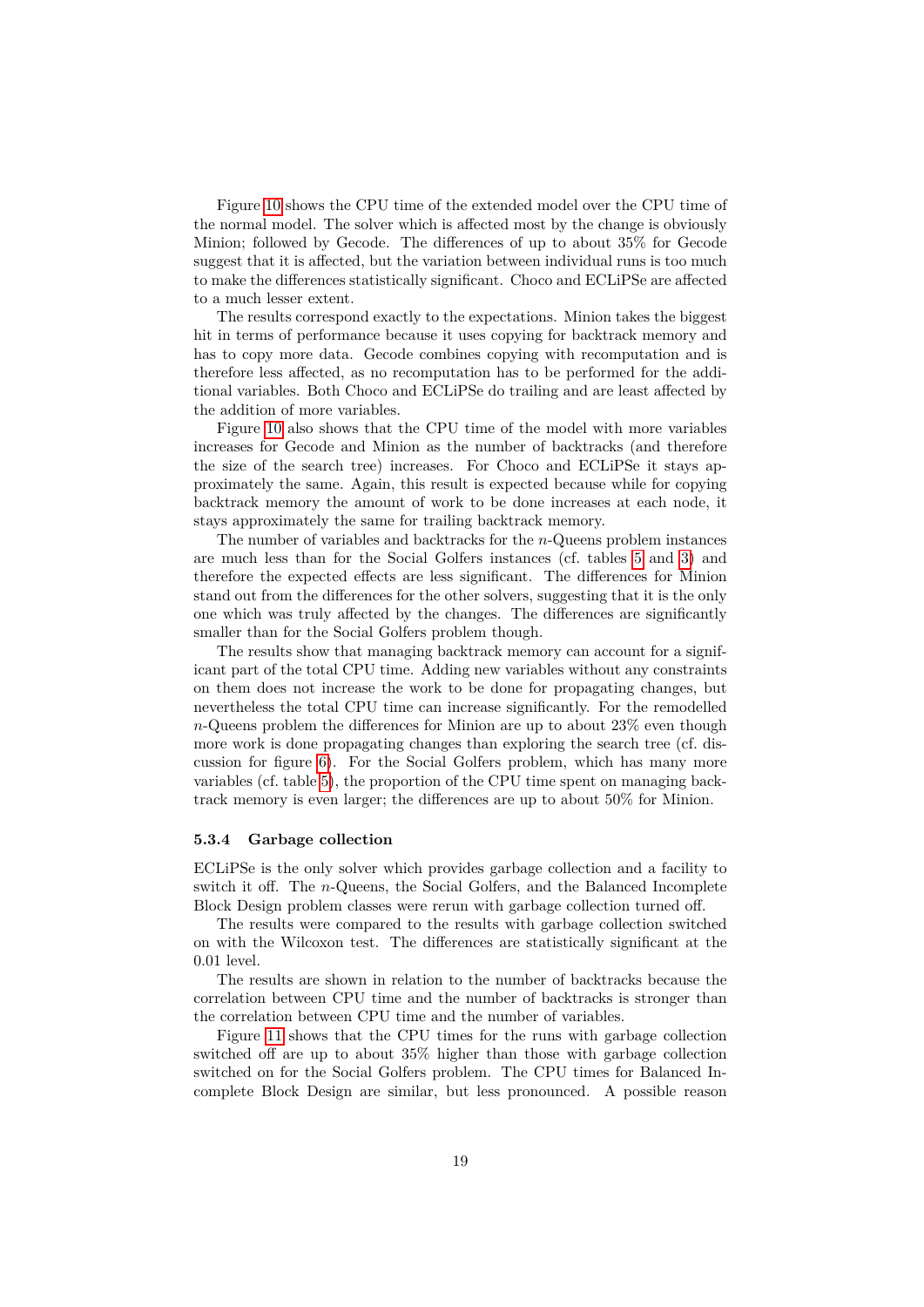Figure 10 shows the CPU time of the extended model over the CPU time of the normal model. The solver which is affected most by the change is obviously Minion; followed by Gecode. The differences of up to about 35% for Gecode suggest that it is affected, but the variation between individual runs is too much to make the differences statistically significant. Choco and ECLiPSe are affected to a much lesser extent.

The results correspond exactly to the expectations. Minion takes the biggest hit in terms of performance because it uses copying for backtrack memory and has to copy more data. Gecode combines copying with recomputation and is therefore less affected, as no recomputation has to be performed for the additional variables. Both Choco and ECLiPSe do trailing and are least affected by the addition of more variables.

Figure 10 also shows that the CPU time of the model with more variables increases for Gecode and Minion as the number of backtracks (and therefore the size of the search tree) increases. For Choco and ECLiPSe it stays approximately the same. Again, this result is expected because while for copying backtrack memory the amount of work to be done increases at each node, it stays approximately the same for trailing backtrack memory.

The number of variables and backtracks for the $n$-Queens problem instances are much less than for the Social Golfers instances (cf. tables 5 and 3) and therefore the expected effects are less significant. The differences for Minion stand out from the differences for the other solvers, suggesting that it is the only one which was truly affected by the changes. The differences are significantly smaller than for the Social Golfers problem though.

The results show that managing backtrack memory can account for a significant part of the total CPU time. Adding new variables without any constraints on them does not increase the work to be done for propagating changes, but nevertheless the total CPU time can increase significantly. For the remodelled $n$-Queens problem the differences for Minion are up to about 23% even though more work is done propagating changes than exploring the search tree (cf. discussion for figure 6). For the Social Golfers problem, which has many more variables (cf. table 5), the proportion of the CPU time spent on managing backtrack memory is even larger; the differences are up to about 50% for Minion.

#### 5.3.4 Garbage collection

ECLiPSe is the only solver which provides garbage collection and a facility to switch it off. The $n$-Queens, the Social Golfers, and the Balanced Incomplete Block Design problem classes were rerun with garbage collection turned off.

The results were compared to the results with garbage collection switched on with the Wilcoxon test. The differences are statistically significant at the 0.01 level.

The results are shown in relation to the number of backtracks because the correlation between CPU time and the number of backtracks is stronger than the correlation between CPU time and the number of variables.

Figure 11 shows that the CPU times for the runs with garbage collection switched off are up to about 35% higher than those with garbage collection switched on for the Social Golfers problem. The CPU times for Balanced Incomplete Block Design are similar, but less pronounced. A possible reason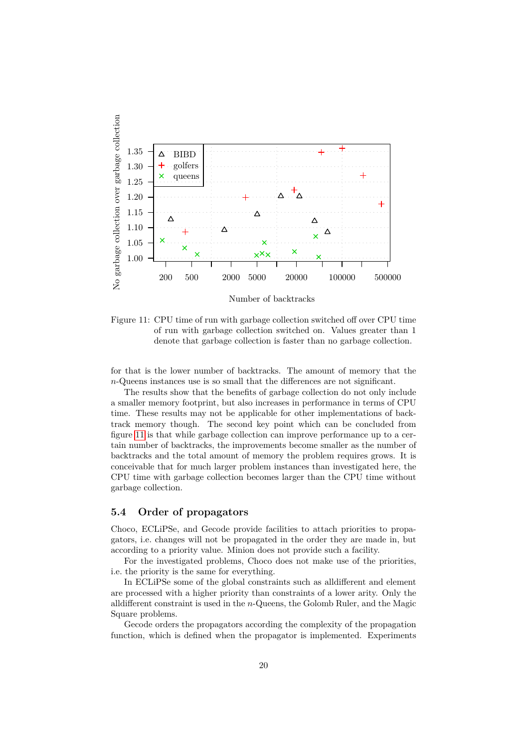Figure 11: CPU time of run with garbage collection switched off over CPU time of run with garbage collection switched on. Values greater than 1 denote that garbage collection is faster than no garbage collection.

for that is the lower number of backtracks. The amount of memory that the $n$-Queens instances use is so small that the differences are not significant.

The results show that the benefits of garbage collection do not only include a smaller memory footprint, but also increases in performance in terms of CPU time. These results may not be applicable for other implementations of backtrack memory though. The second key point which can be concluded from figure 11 is that while garbage collection can improve performance up to a certain number of backtracks, the improvements become smaller as the number of backtracks and the total amount of memory the problem requires grows. It is conceivable that for much larger problem instances than investigated here, the CPU time with garbage collection becomes larger than the CPU time without garbage collection.

## 5.4 Order of propagators

Choco, ECLiPSe, and Gecode provide facilities to attach priorities to propagators, i.e. changes will not be propagated in the order they are made in, but according to a priority value. Minion does not provide such a facility.

For the investigated problems, Choco does not make use of the priorities, i.e. the priority is the same for everything.

In ECLiPSe some of the global constraints such as alldifferent and element are processed with a higher priority than constraints of a lower arity. Only the alldifferent constraint is used in the $n$-Queens, the Golomb Ruler, and the Magic Square problems.

Gecode orders the propagators according the complexity of the propagation function, which is defined when the propagator is implemented. Experiments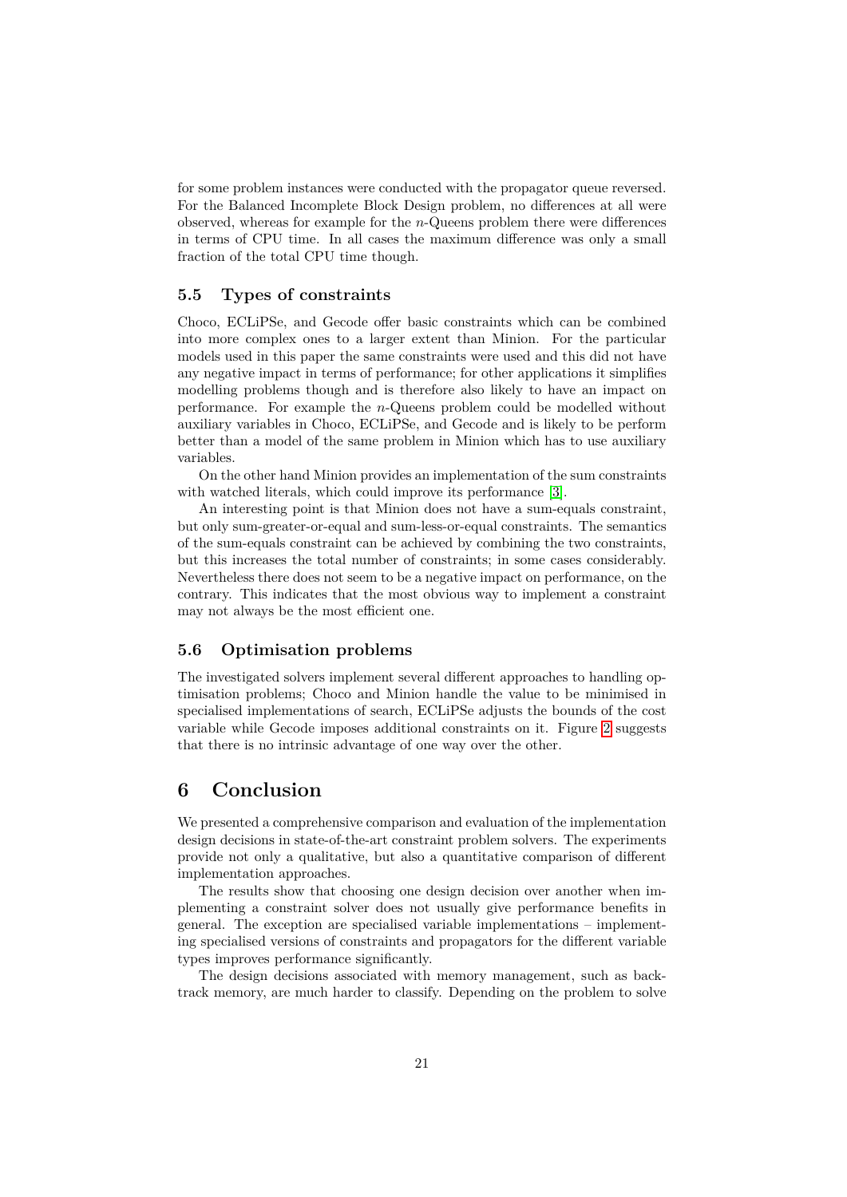for some problem instances were conducted with the propagator queue reversed. For the Balanced Incomplete Block Design problem, no differences at all were observed, whereas for example for the $n$-Queens problem there were differences in terms of CPU time. In all cases the maximum difference was only a small fraction of the total CPU time though.

### 5.5 Types of constraints

Choco, ECLiPSe, and Gecode offer basic constraints which can be combined into more complex ones to a larger extent than Minion. For the particular models used in this paper the same constraints were used and this did not have any negative impact in terms of performance; for other applications it simplifies modelling problems though and is therefore also likely to have an impact on performance. For example the $n$-Queens problem could be modelled without auxiliary variables in Choco, ECLiPSe, and Gecode and is likely to be perform better than a model of the same problem in Minion which has to use auxiliary variables.

On the other hand Minion provides an implementation of the sum constraints with watched literals, which could improve its performance [3].

An interesting point is that Minion does not have a sum-equals constraint, but only sum-greater-or-equal and sum-less-or-equal constraints. The semantics of the sum-equals constraint can be achieved by combining the two constraints, but this increases the total number of constraints; in some cases considerably. Nevertheless there does not seem to be a negative impact on performance, on the contrary. This indicates that the most obvious way to implement a constraint may not always be the most efficient one.

### 5.6 Optimisation problems

The investigated solvers implement several different approaches to handling optimisation problems; Choco and Minion handle the value to be minimised in specialised implementations of search, ECLiPSe adjusts the bounds of the cost variable while Gecode imposes additional constraints on it. Figure 2 suggests that there is no intrinsic advantage of one way over the other.

## 6 Conclusion

We presented a comprehensive comparison and evaluation of the implementation design decisions in state-of-the-art constraint problem solvers. The experiments provide not only a qualitative, but also a quantitative comparison of different implementation approaches.

The results show that choosing one design decision over another when implementing a constraint solver does not usually give performance benefits in general. The exception are specialised variable implementations – implementing specialised versions of constraints and propagators for the different variable types improves performance significantly.

The design decisions associated with memory management, such as backtrack memory, are much harder to classify. Depending on the problem to solve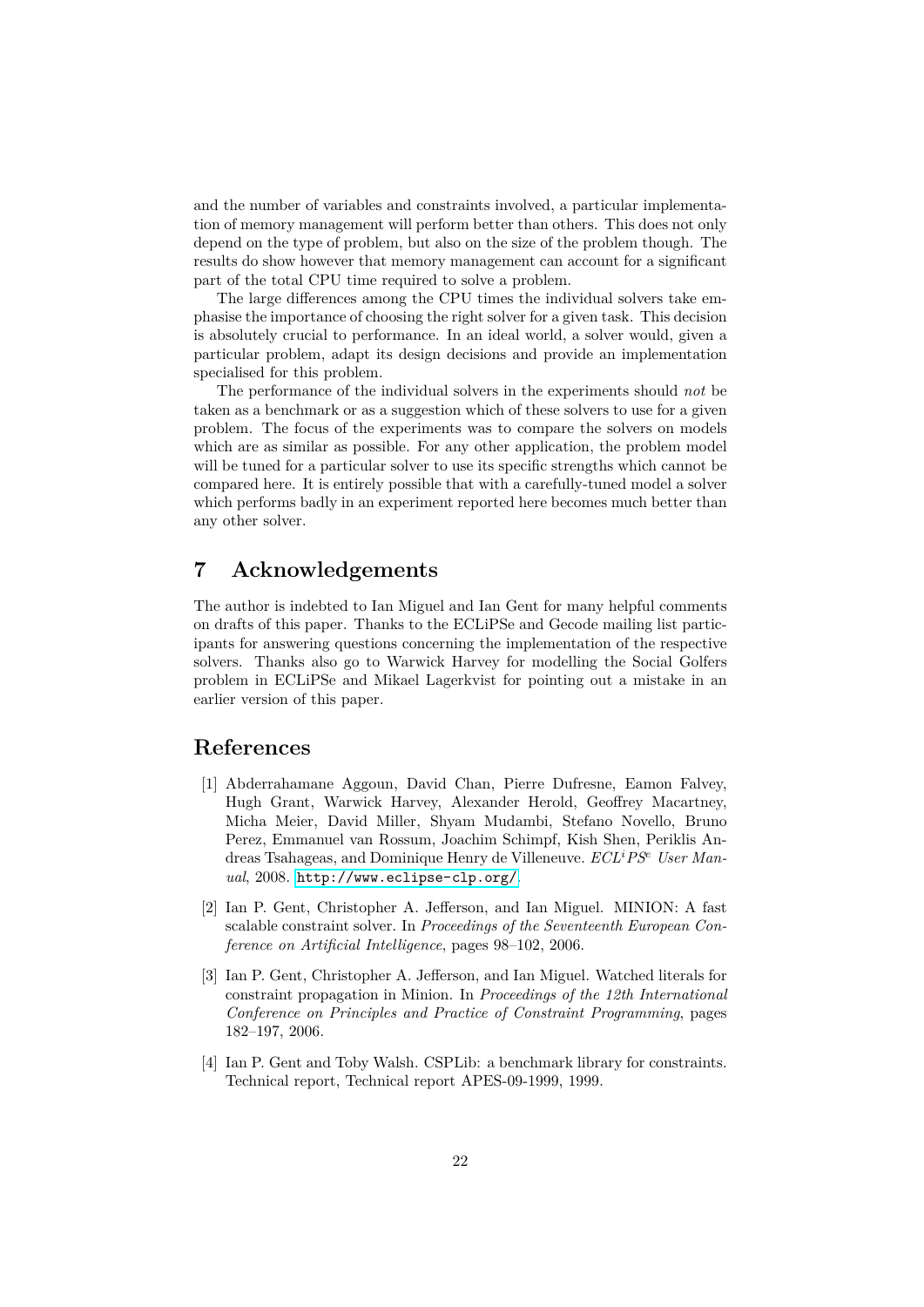and the number of variables and constraints involved, a particular implementation of memory management will perform better than others. This does not only depend on the type of problem, but also on the size of the problem though. The results do show however that memory management can account for a significant part of the total CPU time required to solve a problem.

The large differences among the CPU times the individual solvers take emphasise the importance of choosing the right solver for a given task. This decision is absolutely crucial to performance. In an ideal world, a solver would, given a particular problem, adapt its design decisions and provide an implementation specialised for this problem.

The performance of the individual solvers in the experiments should *not* be taken as a benchmark or as a suggestion which of these solvers to use for a given problem. The focus of the experiments was to compare the solvers on models which are as similar as possible. For any other application, the problem model will be tuned for a particular solver to use its specific strengths which cannot be compared here. It is entirely possible that with a carefully-tuned model a solver which performs badly in an experiment reported here becomes much better than any other solver.

## 7 Acknowledgements

The author is indebted to Ian Miguel and Ian Gent for many helpful comments on drafts of this paper. Thanks to the ECLiPSe and Gecode mailing list participants for answering questions concerning the implementation of the respective solvers. Thanks also go to Warwick Harvey for modelling the Social Golfers problem in ECLiPSe and Mikael Lagerkvist for pointing out a mistake in an earlier version of this paper.

## References

[1] Abderrahamane Aggoun, David Chan, Pierre Dufresne, Eamon Falvey, Hugh Grant, Warwick Harvey, Alexander Herold, Geoffrey Macartney, Micha Meier, David Miller, Shyam Mudambi, Stefano Novello, Bruno Perez, Emmanuel van Rossum, Joachim Schimpf, Kish Shen, Periklis Andreas Tsahageas, and Dominique Henry de Villeneuve. *ECL$^i$PS$^e$ User Manual*, 2008. http://www.eclipse-clp.org/.

[2] Ian P. Gent, Christopher A. Jefferson, and Ian Miguel. MINION: A fast scalable constraint solver. In *Proceedings of the Seventeenth European Conference on Artificial Intelligence*, pages 98–102, 2006.

[3] Ian P. Gent, Christopher A. Jefferson, and Ian Miguel. Watched literals for constraint propagation in Minion. In *Proceedings of the 12th International Conference on Principles and Practice of Constraint Programming*, pages 182–197, 2006.

[4] Ian P. Gent and Toby Walsh. CSPLib: a benchmark library for constraints. Technical report, Technical report APES-09-1999, 1999.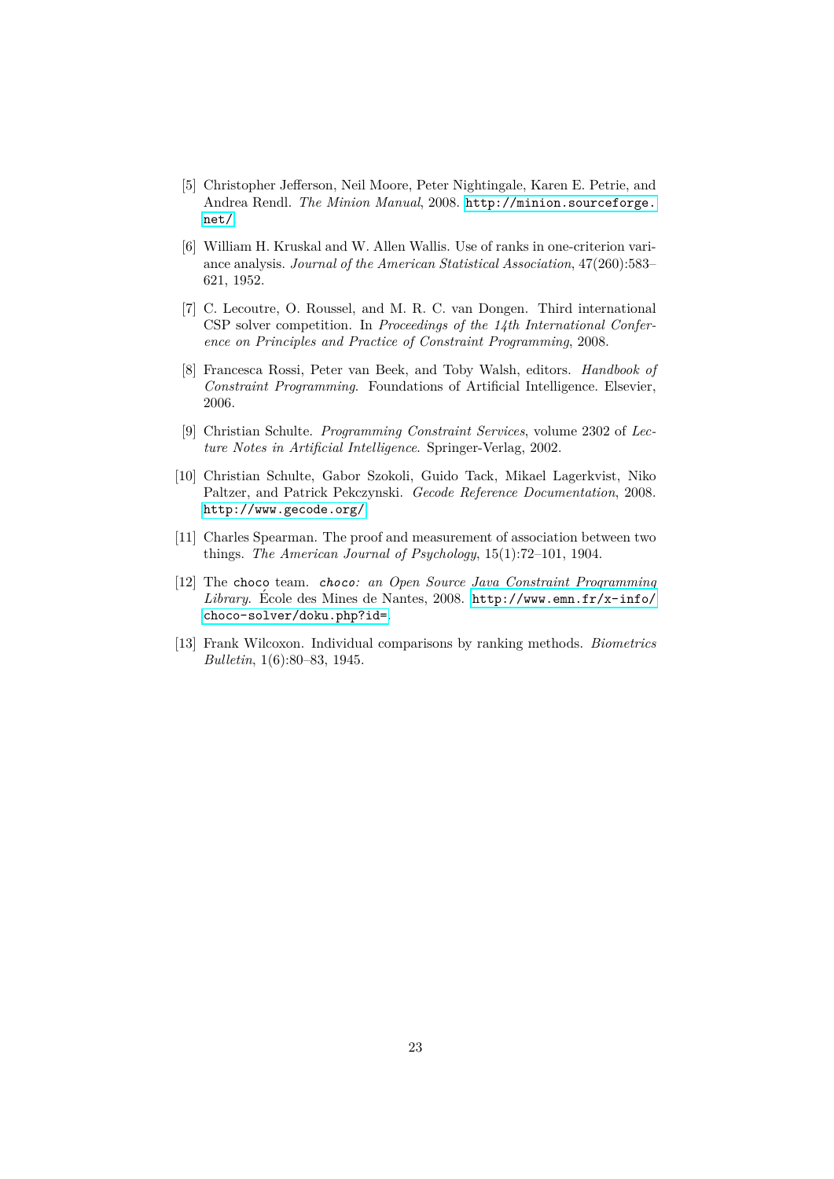[5] Christopher Jefferson, Neil Moore, Peter Nightingale, Karen E. Petrie, and Andrea Rendl. *The Minion Manual*, 2008. `http://minion.sourceforge.net/`

[6] William H. Kruskal and W. Allen Wallis. Use of ranks in one-criterion variance analysis. *Journal of the American Statistical Association*, 47(260):583–621, 1952.

[7] C. Lecoutre, O. Roussel, and M. R. C. van Dongen. Third international CSP solver competition. In *Proceedings of the 14th International Conference on Principles and Practice of Constraint Programming*, 2008.

[8] Francesca Rossi, Peter van Beek, and Toby Walsh, editors. *Handbook of Constraint Programming*. Foundations of Artificial Intelligence. Elsevier, 2006.

[9] Christian Schulte. *Programming Constraint Services*, volume 2302 of *Lecture Notes in Artificial Intelligence*. Springer-Verlag, 2002.

[10] Christian Schulte, Gabor Szokoli, Guido Tack, Mikael Lagerkvist, Niko Paltzer, and Patrick Pekczynski. *Gecode Reference Documentation*, 2008. `http://www.gecode.org/`

[11] Charles Spearman. The proof and measurement of association between two things. *The American Journal of Psychology*, 15(1):72–101, 1904.

[12] The `choco` team. *`choco`: an Open Source Java Constraint Programming Library*. École des Mines de Nantes, 2008. `http://www.emn.fr/x-info/choco-solver/doku.php?id=`.

[13] Frank Wilcoxon. Individual comparisons by ranking methods. *Biometrics Bulletin*, 1(6):80–83, 1945.